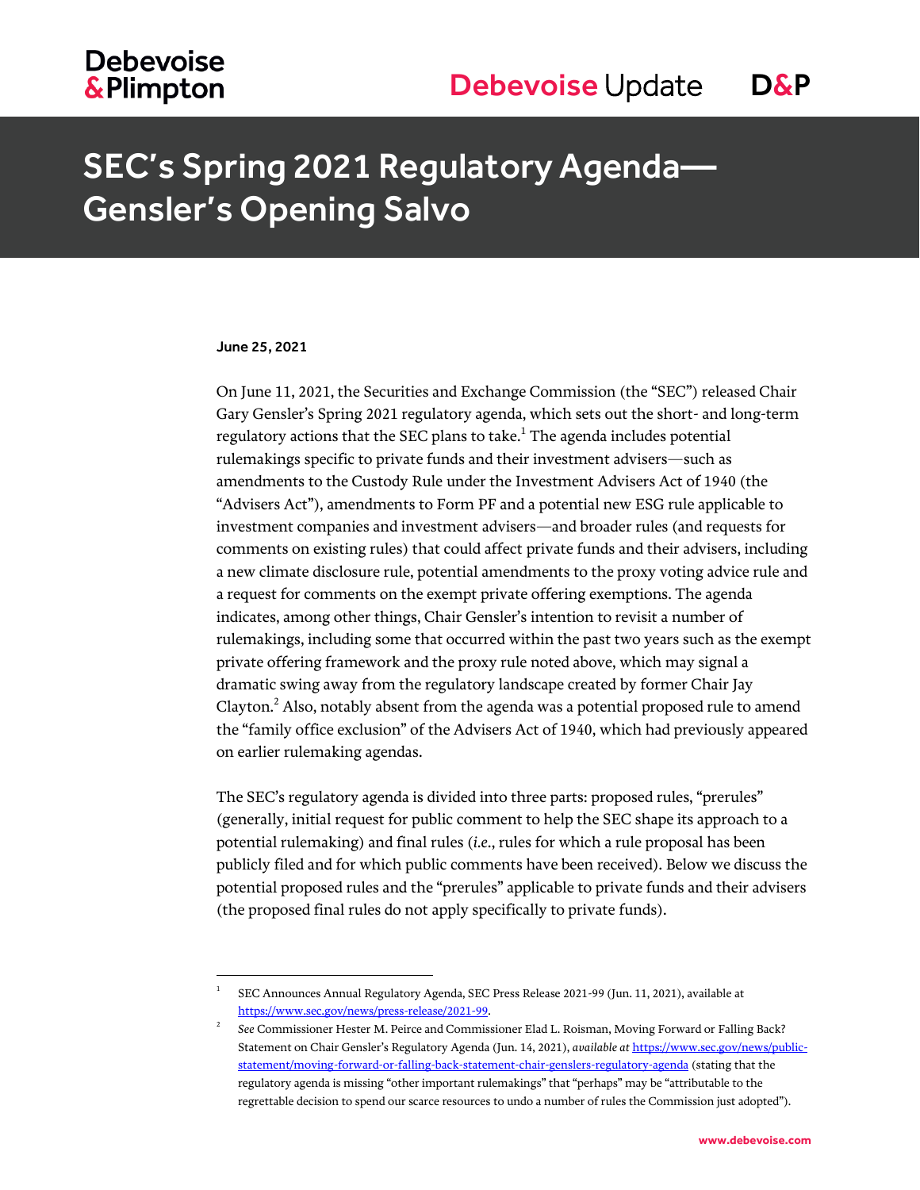# SEC's Spring 2021 Regulatory Agenda—Gensler's Opening Salvo

June 25, 2021

On June 11, 2021, the Securities and Exchange Commission (the "SEC") released Chair Gary Gensler's Spring 2021 regulatory agenda, which sets out the short- and long-term regulatory actions that the SEC plans to take.[1] The agenda includes potential rulemakings specific to private funds and their investment advisers—such as amendments to the Custody Rule under the Investment Advisers Act of 1940 (the "Advisers Act"), amendments to Form PF and a potential new ESG rule applicable to investment companies and investment advisers—and broader rules (and requests for comments on existing rules) that could affect private funds and their advisers, including a new climate disclosure rule, potential amendments to the proxy voting advice rule and a request for comments on the exempt private offering exemptions. The agenda indicates, among other things, Chair Gensler's intention to revisit a number of rulemakings, including some that occurred within the past two years such as the exempt private offering framework and the proxy rule noted above, which may signal a dramatic swing away from the regulatory landscape created by former Chair Jay Clayton.[2] Also, notably absent from the agenda was a potential proposed rule to amend the "family office exclusion" of the Advisers Act of 1940, which had previously appeared on earlier rulemaking agendas.

The SEC's regulatory agenda is divided into three parts: proposed rules, "prerules" (generally, initial request for public comment to help the SEC shape its approach to a potential rulemaking) and final rules (*i.e.*, rules for which a rule proposal has been publicly filed and for which public comments have been received). Below we discuss the potential proposed rules and the "prerules" applicable to private funds and their advisers (the proposed final rules do not apply specifically to private funds).

---

[1] SEC Announces Annual Regulatory Agenda, SEC Press Release 2021-99 (Jun. 11, 2021), available at https://www.sec.gov/news/press-release/2021-99.

[2] *See* Commissioner Hester M. Peirce and Commissioner Elad L. Roisman, Moving Forward or Falling Back? Statement on Chair Gensler's Regulatory Agenda (Jun. 14, 2021), *available at* https://www.sec.gov/news/public-statement/moving-forward-or-falling-back-statement-chair-genslers-regulatory-agenda (stating that the regulatory agenda is missing "other important rulemakings" that "perhaps" may be "attributable to the regrettable decision to spend our scarce resources to undo a number of rules the Commission just adopted").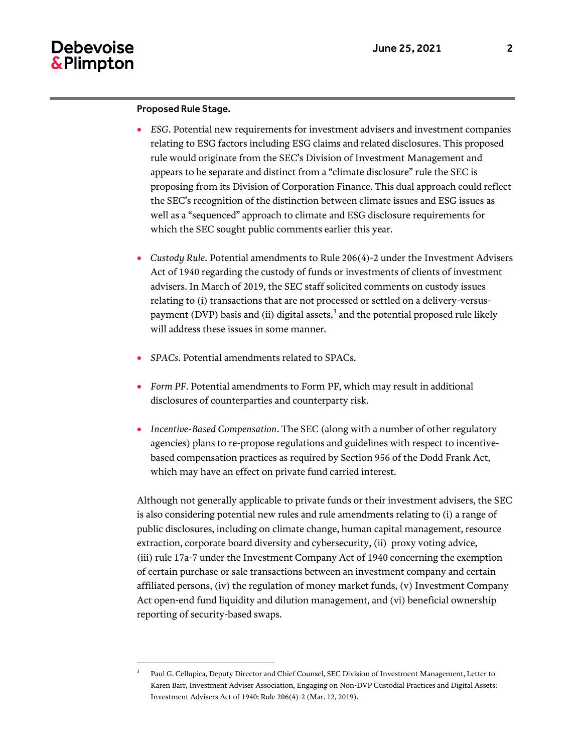**Proposed Rule Stage.**

- *ESG*. Potential new requirements for investment advisers and investment companies relating to ESG factors including ESG claims and related disclosures. This proposed rule would originate from the SEC's Division of Investment Management and appears to be separate and distinct from a "climate disclosure" rule the SEC is proposing from its Division of Corporation Finance. This dual approach could reflect the SEC's recognition of the distinction between climate issues and ESG issues as well as a "sequenced" approach to climate and ESG disclosure requirements for which the SEC sought public comments earlier this year.

- *Custody Rule*. Potential amendments to Rule 206(4)-2 under the Investment Advisers Act of 1940 regarding the custody of funds or investments of clients of investment advisers. In March of 2019, the SEC staff solicited comments on custody issues relating to (i) transactions that are not processed or settled on a delivery-versus-payment (DVP) basis and (ii) digital assets,[3] and the potential proposed rule likely will address these issues in some manner.

- *SPACs*. Potential amendments related to SPACs.

- *Form PF*. Potential amendments to Form PF, which may result in additional disclosures of counterparties and counterparty risk.

- *Incentive-Based Compensation*. The SEC (along with a number of other regulatory agencies) plans to re-propose regulations and guidelines with respect to incentive-based compensation practices as required by Section 956 of the Dodd Frank Act, which may have an effect on private fund carried interest.

Although not generally applicable to private funds or their investment advisers, the SEC is also considering potential new rules and rule amendments relating to (i) a range of public disclosures, including on climate change, human capital management, resource extraction, corporate board diversity and cybersecurity, (ii) proxy voting advice, (iii) rule 17a-7 under the Investment Company Act of 1940 concerning the exemption of certain purchase or sale transactions between an investment company and certain affiliated persons, (iv) the regulation of money market funds, (v) Investment Company Act open-end fund liquidity and dilution management, and (vi) beneficial ownership reporting of security-based swaps.

---

[3] Paul G. Cellupica, Deputy Director and Chief Counsel, SEC Division of Investment Management, Letter to Karen Barr, Investment Adviser Association, Engaging on Non-DVP Custodial Practices and Digital Assets: Investment Advisers Act of 1940: Rule 206(4)-2 (Mar. 12, 2019).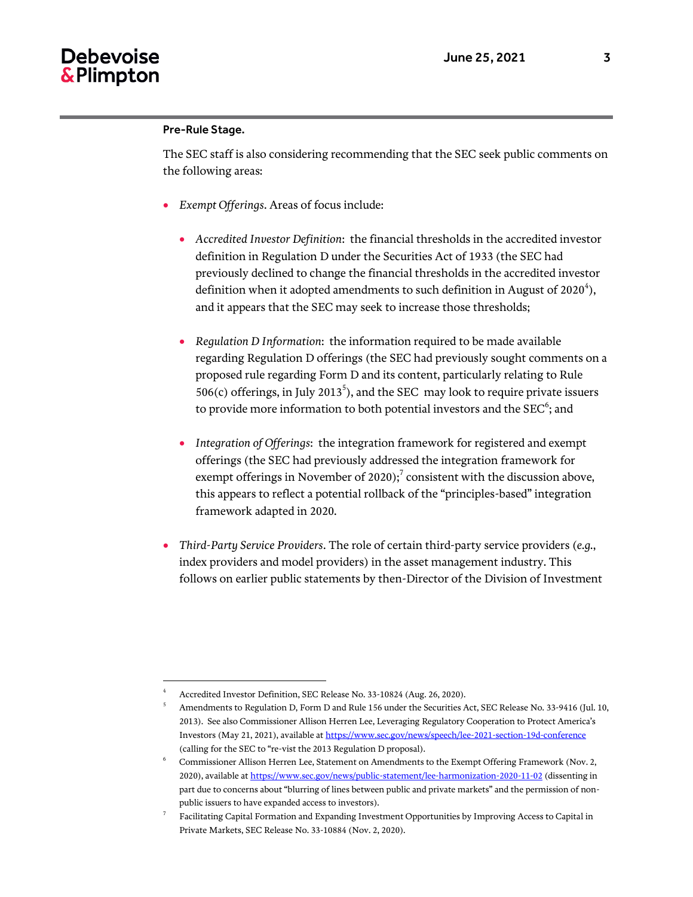**Pre-Rule Stage.**

The SEC staff is also considering recommending that the SEC seek public comments on the following areas:

- *Exempt Offerings*. Areas of focus include:
  - *Accredited Investor Definition*: the financial thresholds in the accredited investor definition in Regulation D under the Securities Act of 1933 (the SEC had previously declined to change the financial thresholds in the accredited investor definition when it adopted amendments to such definition in August of 2020[4]), and it appears that the SEC may seek to increase those thresholds;
  - *Regulation D Information*: the information required to be made available regarding Regulation D offerings (the SEC had previously sought comments on a proposed rule regarding Form D and its content, particularly relating to Rule 506(c) offerings, in July 2013[5]), and the SEC may look to require private issuers to provide more information to both potential investors and the SEC[6]; and
  - *Integration of Offerings*: the integration framework for registered and exempt offerings (the SEC had previously addressed the integration framework for exempt offerings in November of 2020);[7] consistent with the discussion above, this appears to reflect a potential rollback of the "principles-based" integration framework adapted in 2020.
- *Third-Party Service Providers*. The role of certain third-party service providers (*e.g.*, index providers and model providers) in the asset management industry. This follows on earlier public statements by then-Director of the Division of Investment

---

[4] Accredited Investor Definition, SEC Release No. 33-10824 (Aug. 26, 2020).

[5] Amendments to Regulation D, Form D and Rule 156 under the Securities Act, SEC Release No. 33-9416 (Jul. 10, 2013). See also Commissioner Allison Herren Lee, Leveraging Regulatory Cooperation to Protect America's Investors (May 21, 2021), available at https://www.sec.gov/news/speech/lee-2021-section-19d-conference (calling for the SEC to "re-vist the 2013 Regulation D proposal).

[6] Commissioner Allison Herren Lee, Statement on Amendments to the Exempt Offering Framework (Nov. 2, 2020), available at https://www.sec.gov/news/public-statement/lee-harmonization-2020-11-02 (dissenting in part due to concerns about "blurring of lines between public and private markets" and the permission of non-public issuers to have expanded access to investors).

[7] Facilitating Capital Formation and Expanding Investment Opportunities by Improving Access to Capital in Private Markets, SEC Release No. 33-10884 (Nov. 2, 2020).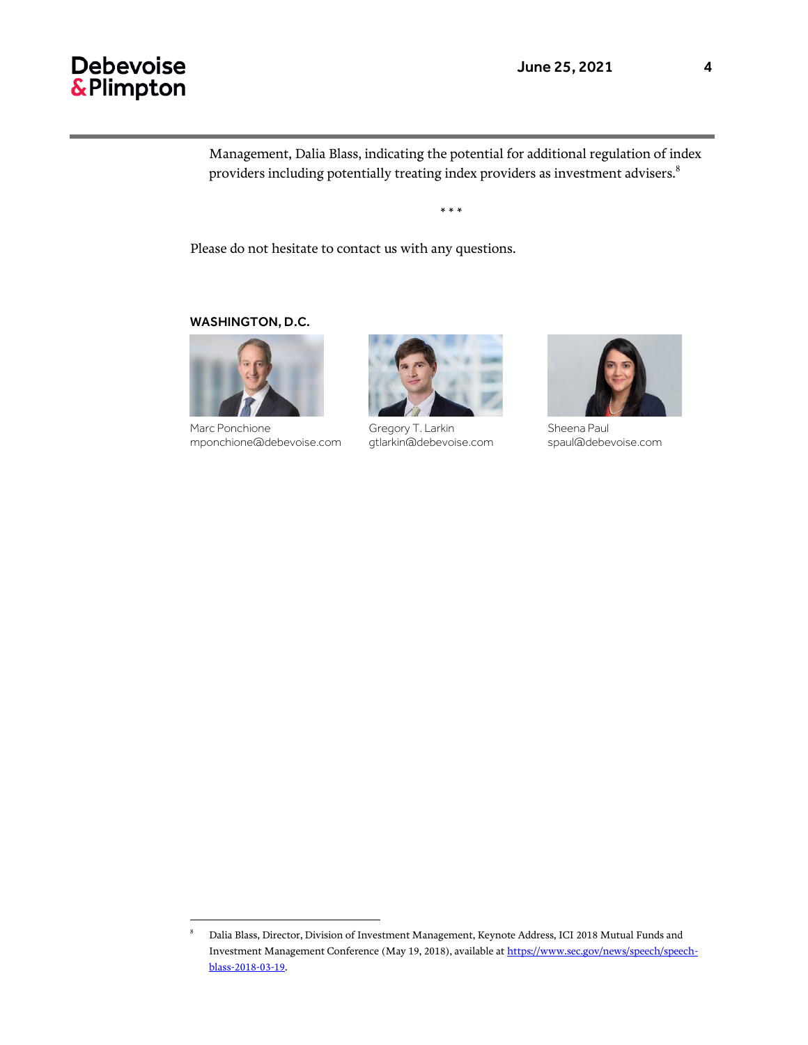Management, Dalia Blass, indicating the potential for additional regulation of index providers including potentially treating index providers as investment advisers.[8]

\* \* \*

Please do not hesitate to contact us with any questions.

**WASHINGTON, D.C.**

Marc Ponchione
mponchione@debevoise.com

Gregory T. Larkin
gtlarkin@debevoise.com

Sheena Paul
spaul@debevoise.com

---

[8] Dalia Blass, Director, Division of Investment Management, Keynote Address, ICI 2018 Mutual Funds and Investment Management Conference (May 19, 2018), available at https://www.sec.gov/news/speech/speech-blass-2018-03-19.